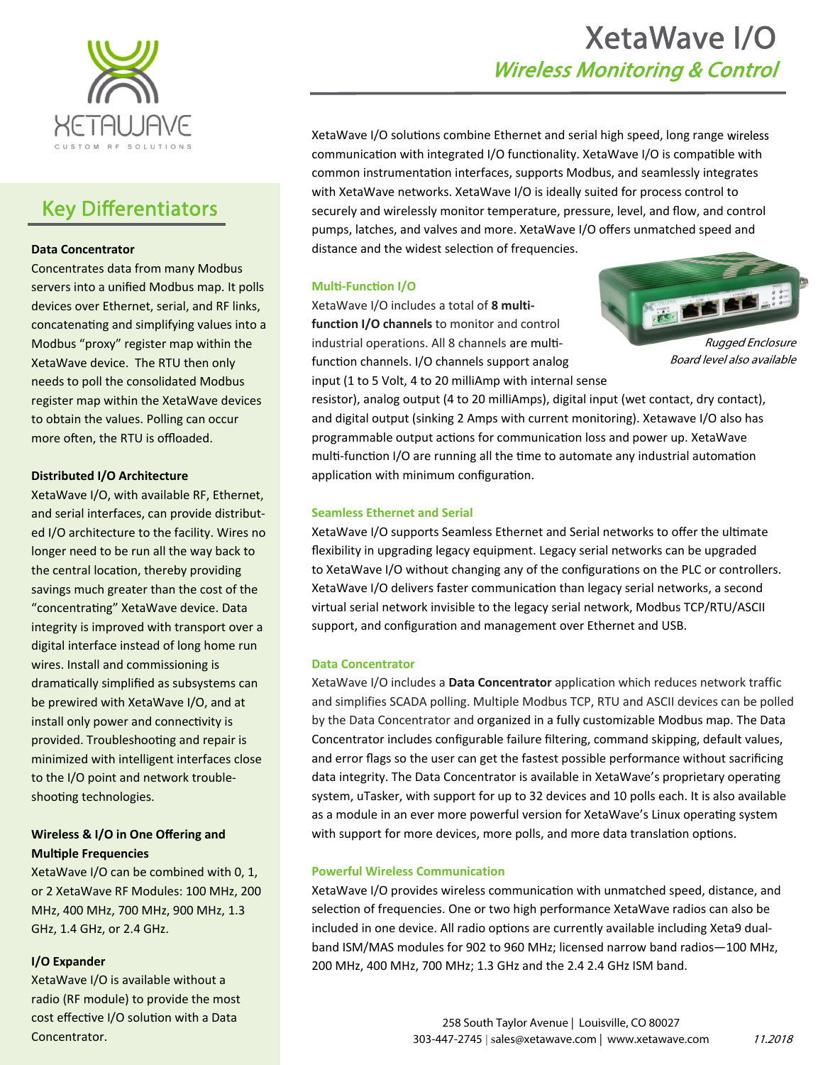# XetaWave I/O

## *Wireless Monitoring & Control*

XetaWave I/O solutions combine Ethernet and serial high speed, long range wireless communication with integrated I/O functionality. XetaWave I/O is compatible with common instrumentation interfaces, supports Modbus, and seamlessly integrates with XetaWave networks. XetaWave I/O is ideally suited for process control to securely and wirelessly monitor temperature, pressure, level, and flow, and control pumps, latches, and valves and more. XetaWave I/O offers unmatched speed and distance and the widest selection of frequencies.

### Multi-Function I/O

XetaWave I/O includes a total of **8 multi-function I/O channels** to monitor and control industrial operations. All 8 channels are multi-function channels. I/O channels support analog input (1 to 5 Volt, 4 to 20 milliAmp with internal sense resistor), analog output (4 to 20 milliAmps), digital input (wet contact, dry contact), and digital output (sinking 2 Amps with current monitoring). Xetawave I/O also has programmable output actions for communication loss and power up. XetaWave multi-function I/O are running all the time to automate any industrial automation application with minimum configuration.

*Rugged Enclosure*
*Board level also available*

### Seamless Ethernet and Serial

XetaWave I/O supports Seamless Ethernet and Serial networks to offer the ultimate flexibility in upgrading legacy equipment. Legacy serial networks can be upgraded to XetaWave I/O without changing any of the configurations on the PLC or controllers. XetaWave I/O delivers faster communication than legacy serial networks, a second virtual serial network invisible to the legacy serial network, Modbus TCP/RTU/ASCII support, and configuration and management over Ethernet and USB.

### Data Concentrator

XetaWave I/O includes a **Data Concentrator** application which reduces network traffic and simplifies SCADA polling. Multiple Modbus TCP, RTU and ASCII devices can be polled by the Data Concentrator and organized in a fully customizable Modbus map. The Data Concentrator includes configurable failure filtering, command skipping, default values, and error flags so the user can get the fastest possible performance without sacrificing data integrity. The Data Concentrator is available in XetaWave's proprietary operating system, uTasker, with support for up to 32 devices and 10 polls each. It is also available as a module in an ever more powerful version for XetaWave's Linux operating system with support for more devices, more polls, and more data translation options.

### Powerful Wireless Communication

XetaWave I/O provides wireless communication with unmatched speed, distance, and selection of frequencies. One or two high performance XetaWave radios can also be included in one device. All radio options are currently available including Xeta9 dual-band ISM/MAS modules for 902 to 960 MHz; licensed narrow band radios—100 MHz, 200 MHz, 400 MHz, 700 MHz; 1.3 GHz and the 2.4 2.4 GHz ISM band.

## Key Differentiators

**Data Concentrator**

Concentrates data from many Modbus servers into a unified Modbus map. It polls devices over Ethernet, serial, and RF links, concatenating and simplifying values into a Modbus "proxy" register map within the XetaWave device. The RTU then only needs to poll the consolidated Modbus register map within the XetaWave devices to obtain the values. Polling can occur more often, the RTU is offloaded.

**Distributed I/O Architecture**

XetaWave I/O, with available RF, Ethernet, and serial interfaces, can provide distributed I/O architecture to the facility. Wires no longer need to be run all the way back to the central location, thereby providing savings much greater than the cost of the "concentrating" XetaWave device. Data integrity is improved with transport over a digital interface instead of long home run wires. Install and commissioning is dramatically simplified as subsystems can be prewired with XetaWave I/O, and at install only power and connectivity is provided. Troubleshooting and repair is minimized with intelligent interfaces close to the I/O point and network troubleshooting technologies.

**Wireless & I/O in One Offering and Multiple Frequencies**

XetaWave I/O can be combined with 0, 1, or 2 XetaWave RF Modules: 100 MHz, 200 MHz, 400 MHz, 700 MHz, 900 MHz, 1.3 GHz, 1.4 GHz, or 2.4 GHz.

**I/O Expander**

XetaWave I/O is available without a radio (RF module) to provide the most cost effective I/O solution with a Data Concentrator.

258 South Taylor Avenue | Louisville, CO 80027
303-447-2745 | sales@xetawave.com | www.xetawave.com 11.2018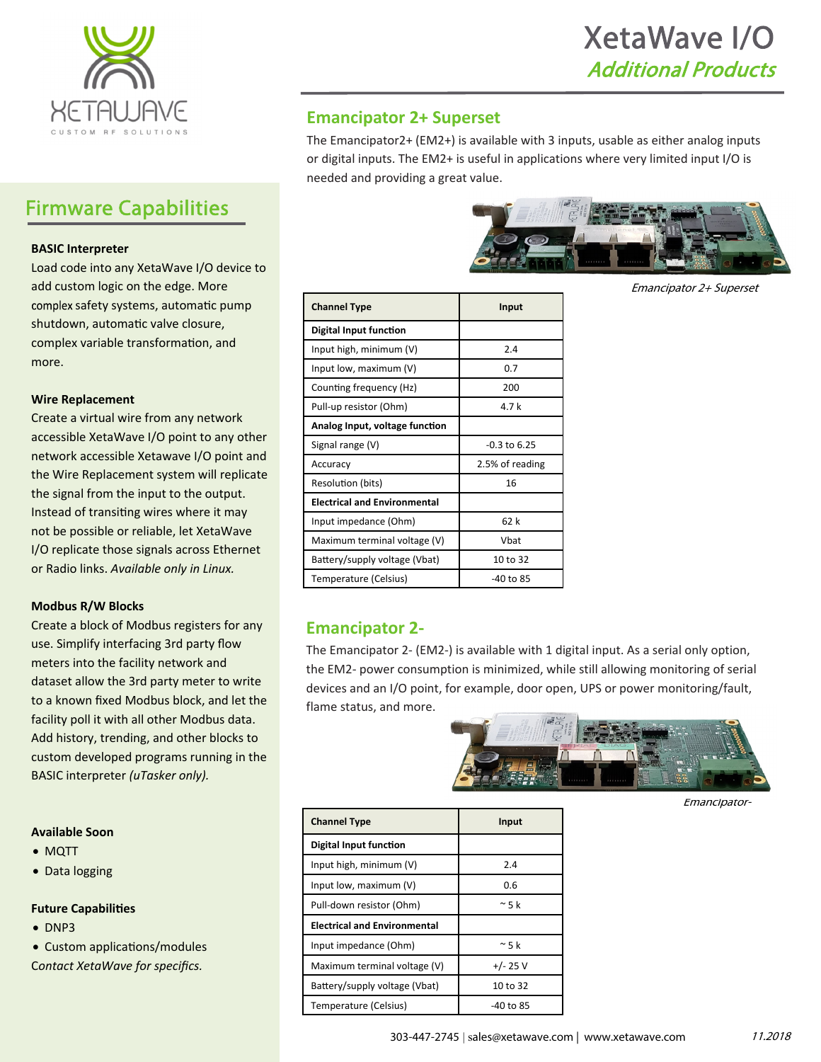# XetaWave I/O

*Additional Products*

## Firmware Capabilities

**BASIC Interpreter**

Load code into any XetaWave I/O device to add custom logic on the edge. More complex safety systems, automatic pump shutdown, automatic valve closure, complex variable transformation, and more.

**Wire Replacement**

Create a virtual wire from any network accessible XetaWave I/O point to any other network accessible Xetawave I/O point and the Wire Replacement system will replicate the signal from the input to the output. Instead of transiting wires where it may not be possible or reliable, let XetaWave I/O replicate those signals across Ethernet or Radio links. *Available only in Linux.*

**Modbus R/W Blocks**

Create a block of Modbus registers for any use. Simplify interfacing 3rd party flow meters into the facility network and dataset allow the 3rd party meter to write to a known fixed Modbus block, and let the facility poll it with all other Modbus data. Add history, trending, and other blocks to custom developed programs running in the BASIC interpreter *(uTasker only).*

**Available Soon**

- MQTT
- Data logging

**Future Capabilities**

- DNP3
- Custom applications/modules

*Contact XetaWave for specifics.*

## Emancipator 2+ Superset

The Emancipator2+ (EM2+) is available with 3 inputs, usable as either analog inputs or digital inputs. The EM2+ is useful in applications where very limited input I/O is needed and providing a great value.

*Emancipator 2+ Superset*

| Channel Type | Input |
|---|---|
| **Digital Input function** | |
| Input high, minimum (V) | 2.4 |
| Input low, maximum (V) | 0.7 |
| Counting frequency (Hz) | 200 |
| Pull-up resistor (Ohm) | 4.7 k |
| **Analog Input, voltage function** | |
| Signal range (V) | -0.3 to 6.25 |
| Accuracy | 2.5% of reading |
| Resolution (bits) | 16 |
| **Electrical and Environmental** | |
| Input impedance (Ohm) | 62 k |
| Maximum terminal voltage (V) | Vbat |
| Battery/supply voltage (Vbat) | 10 to 32 |
| Temperature (Celsius) | -40 to 85 |

## Emancipator 2-

The Emancipator 2- (EM2-) is available with 1 digital input. As a serial only option, the EM2- power consumption is minimized, while still allowing monitoring of serial devices and an I/O point, for example, door open, UPS or power monitoring/fault, flame status, and more.

*Emancipator-*

| Channel Type | Input |
|---|---|
| **Digital Input function** | |
| Input high, minimum (V) | 2.4 |
| Input low, maximum (V) | 0.6 |
| Pull-down resistor (Ohm) | ~ 5 k |
| **Electrical and Environmental** | |
| Input impedance (Ohm) | ~ 5 k |
| Maximum terminal voltage (V) | +/- 25 V |
| Battery/supply voltage (Vbat) | 10 to 32 |
| Temperature (Celsius) | -40 to 85 |

303-447-2745 | sales@xetawave.com | www.xetawave.com 11.2018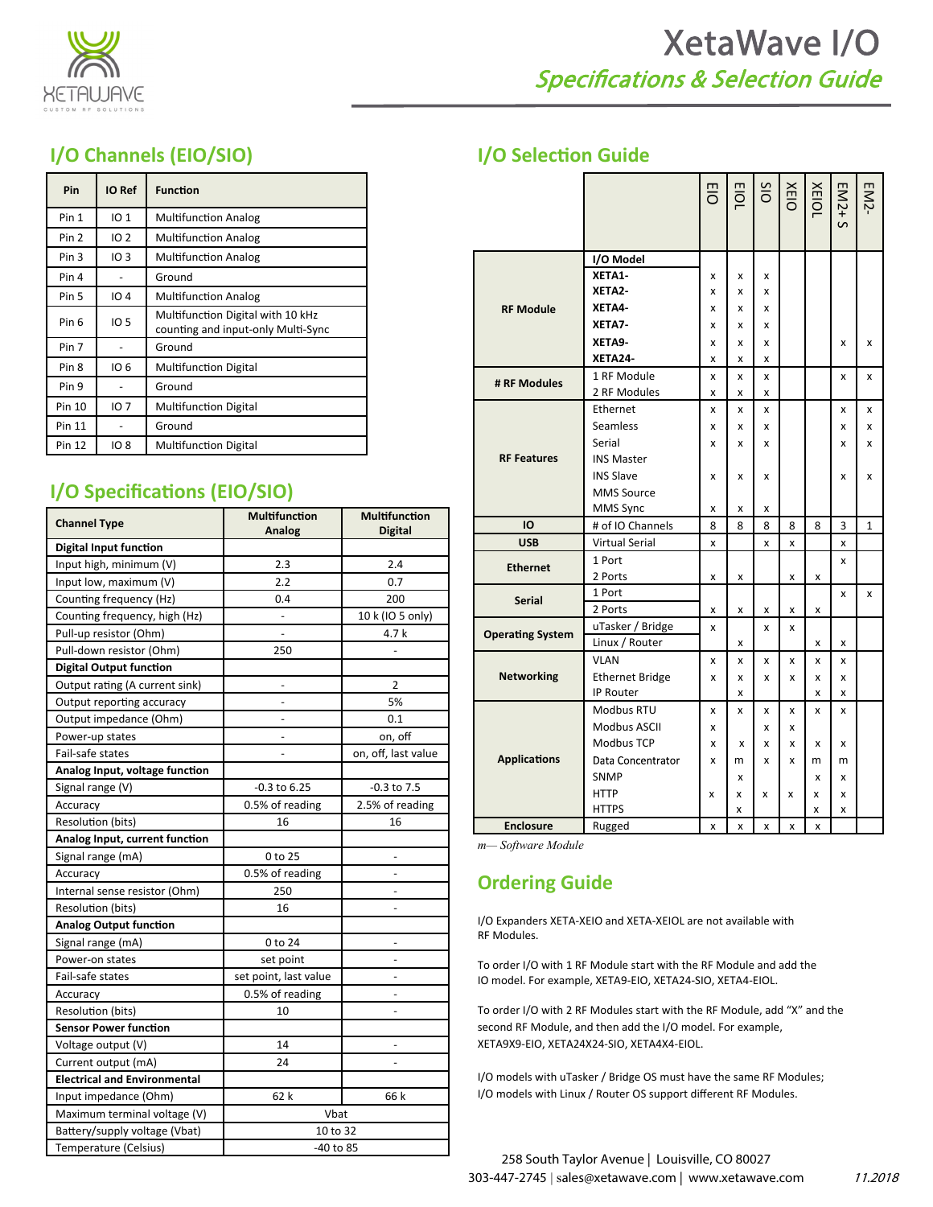## I/O Channels (EIO/SIO)

| Pin | IO Ref | Function |
|---|---|---|
| Pin 1 | IO 1 | Multifunction Analog |
| Pin 2 | IO 2 | Multifunction Analog |
| Pin 3 | IO 3 | Multifunction Analog |
| Pin 4 | - | Ground |
| Pin 5 | IO 4 | Multifunction Analog |
| Pin 6 | IO 5 | Multifunction Digital with 10 kHz counting and input-only Multi-Sync |
| Pin 7 | - | Ground |
| Pin 8 | IO 6 | Multifunction Digital |
| Pin 9 | - | Ground |
| Pin 10 | IO 7 | Multifunction Digital |
| Pin 11 | - | Ground |
| Pin 12 | IO 8 | Multifunction Digital |

## I/O Specifications (EIO/SIO)

| Channel Type | Multifunction Analog | Multifunction Digital |
|---|---|---|
| **Digital Input function** | | |
| Input high, minimum (V) | 2.3 | 2.4 |
| Input low, maximum (V) | 2.2 | 0.7 |
| Counting frequency (Hz) | 0.4 | 200 |
| Counting frequency, high (Hz) | - | 10 k (IO 5 only) |
| Pull-up resistor (Ohm) | - | 4.7 k |
| Pull-down resistor (Ohm) | 250 | - |
| **Digital Output function** | | |
| Output rating (A current sink) | - | 2 |
| Output reporting accuracy | - | 5% |
| Output impedance (Ohm) | - | 0.1 |
| Power-up states | - | on, off |
| Fail-safe states | - | on, off, last value |
| **Analog Input, voltage function** | | |
| Signal range (V) | -0.3 to 6.25 | -0.3 to 7.5 |
| Accuracy | 0.5% of reading | 2.5% of reading |
| Resolution (bits) | 16 | 16 |
| **Analog Input, current function** | | |
| Signal range (mA) | 0 to 25 | - |
| Accuracy | 0.5% of reading | - |
| Internal sense resistor (Ohm) | 250 | - |
| Resolution (bits) | 16 | - |
| **Analog Output function** | | |
| Signal range (mA) | 0 to 24 | - |
| Power-on states | set point | - |
| Fail-safe states | set point, last value | - |
| Accuracy | 0.5% of reading | - |
| Resolution (bits) | 10 | - |
| **Sensor Power function** | | |
| Voltage output (V) | 14 | - |
| Current output (mA) | 24 | - |
| **Electrical and Environmental** | | |
| Input impedance (Ohm) | 62 k | 66 k |
| Maximum terminal voltage (V) | Vbat | |
| Battery/supply voltage (Vbat) | 10 to 32 | |
| Temperature (Celsius) | -40 to 85 | |

## I/O Selection Guide

| | | EIO | EIOL | SIO | XEIO | XEIOL | EM2+S | EM2- |
|---|---|---|---|---|---|---|---|---|
| **RF Module** | **I/O Model** | | | | | | | |
| | **XETA1-** | x | x | x | | | | |
| | **XETA2-** | x | x | x | | | | |
| | **XETA4-** | x | x | x | | | | |
| | **XETA7-** | x | x | x | | | | |
| | **XETA9-** | x | x | x | | | x | x |
| | **XETA24-** | x | x | x | | | | |
| **# RF Modules** | 1 RF Module | x | x | x | | | x | x |
| | 2 RF Modules | x | x | x | | | | |
| **RF Features** | Ethernet | x | x | x | | | x | x |
| | Seamless | x | x | x | | | x | x |
| | Serial | x | x | x | | | x | x |
| | INS Master | | | | | | | |
| | INS Slave | x | x | x | | | x | x |
| | MMS Source | | | | | | | |
| | MMS Sync | x | x | x | | | | |
| **IO** | # of IO Channels | 8 | 8 | 8 | 8 | 8 | 3 | 1 |
| **USB** | Virtual Serial | x | | x | x | | x | |
| **Ethernet** | 1 Port | | | | | | x | |
| | 2 Ports | x | x | | x | x | | |
| **Serial** | 1 Port | | | | | | x | x |
| | 2 Ports | x | x | x | x | x | | |
| **Operating System** | uTasker / Bridge | x | | x | x | | | |
| | Linux / Router | | x | | | x | x | |
| **Networking** | VLAN | x | x | x | x | x | x | |
| | Ethernet Bridge | x | x | x | x | x | x | |
| | IP Router | | x | | | x | x | |
| **Applications** | Modbus RTU | x | x | x | x | x | x | |
| | Modbus ASCII | x | | x | x | | | |
| | Modbus TCP | x | x | x | x | x | x | |
| | Data Concentrator | x | m | x | x | m | m | |
| | SNMP | | x | | | x | x | |
| | HTTP | x | x | x | x | x | x | |
| | HTTPS | | x | | | x | x | |
| **Enclosure** | Rugged | x | x | x | x | x | | |

*m— Software Module*

## Ordering Guide

I/O Expanders XETA-XEIO and XETA-XEIOL are not available with RF Modules.

To order I/O with 1 RF Module start with the RF Module and add the IO model. For example, XETA9-EIO, XETA24-SIO, XETA4-EIOL.

To order I/O with 2 RF Modules start with the RF Module, add "X" and the second RF Module, and then add the I/O model. For example, XETA9X9-EIO, XETA24X24-SIO, XETA4X4-EIOL.

I/O models with uTasker / Bridge OS must have the same RF Modules; I/O models with Linux / Router OS support different RF Modules.

258 South Taylor Avenue | Louisville, CO 80027
303-447-2745 | sales@xetawave.com | www.xetawave.com 11.2018